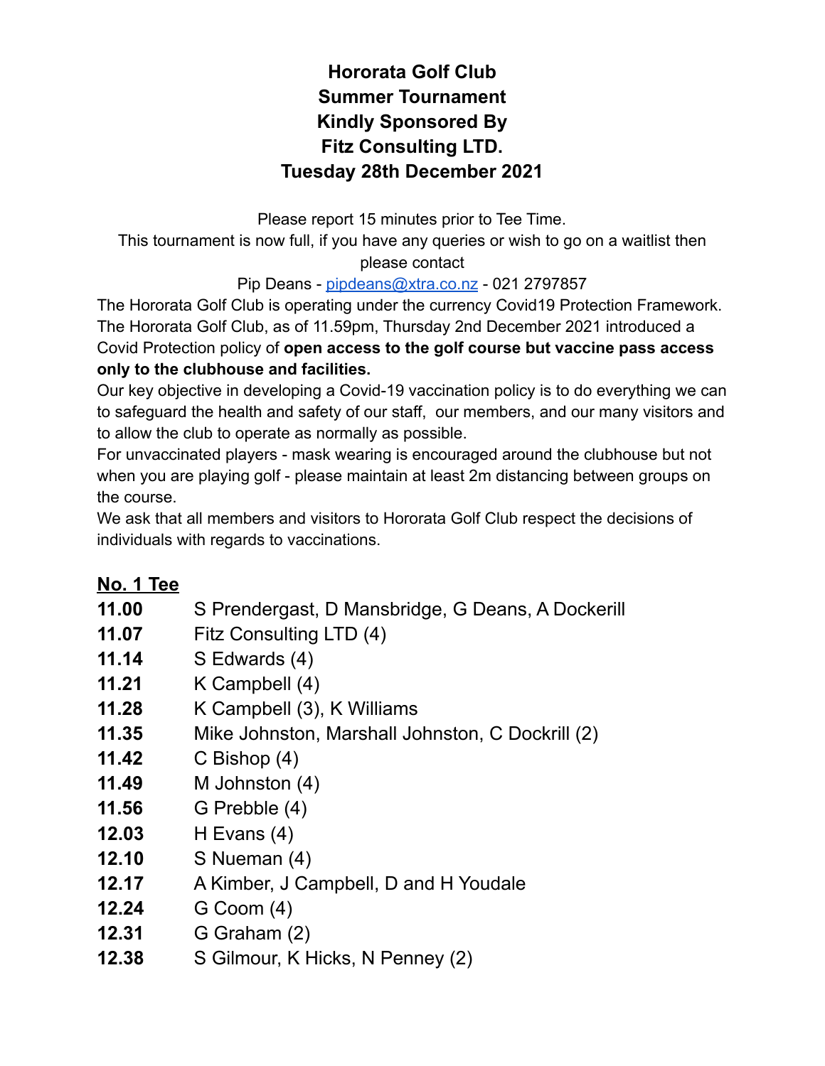# Hororata Golf Club
# Summer Tournament
# Kindly Sponsored By
# Fitz Consulting LTD.
# Tuesday 28th December 2021

Please report 15 minutes prior to Tee Time.

This tournament is now full, if you have any queries or wish to go on a waitlist then please contact

Pip Deans - [pipdeans@xtra.co.nz](mailto:pipdeans@xtra.co.nz) - 021 2797857

The Hororata Golf Club is operating under the currency Covid19 Protection Framework. The Hororata Golf Club, as of 11.59pm, Thursday 2nd December 2021 introduced a Covid Protection policy of **open access to the golf course but vaccine pass access only to the clubhouse and facilities.**

Our key objective in developing a Covid-19 vaccination policy is to do everything we can to safeguard the health and safety of our staff, our members, and our many visitors and to allow the club to operate as normally as possible.

For unvaccinated players - mask wearing is encouraged around the clubhouse but not when you are playing golf - please maintain at least 2m distancing between groups on the course.

We ask that all members and visitors to Hororata Golf Club respect the decisions of individuals with regards to vaccinations.

## No. 1 Tee

| Time | Players |
|---|---|
| **11.00** | S Prendergast, D Mansbridge, G Deans, A Dockerill |
| **11.07** | Fitz Consulting LTD (4) |
| **11.14** | S Edwards (4) |
| **11.21** | K Campbell (4) |
| **11.28** | K Campbell (3), K Williams |
| **11.35** | Mike Johnston, Marshall Johnston, C Dockrill (2) |
| **11.42** | C Bishop (4) |
| **11.49** | M Johnston (4) |
| **11.56** | G Prebble (4) |
| **12.03** | H Evans (4) |
| **12.10** | S Nueman (4) |
| **12.17** | A Kimber, J Campbell, D and H Youdale |
| **12.24** | G Coom (4) |
| **12.31** | G Graham (2) |
| **12.38** | S Gilmour, K Hicks, N Penney (2) |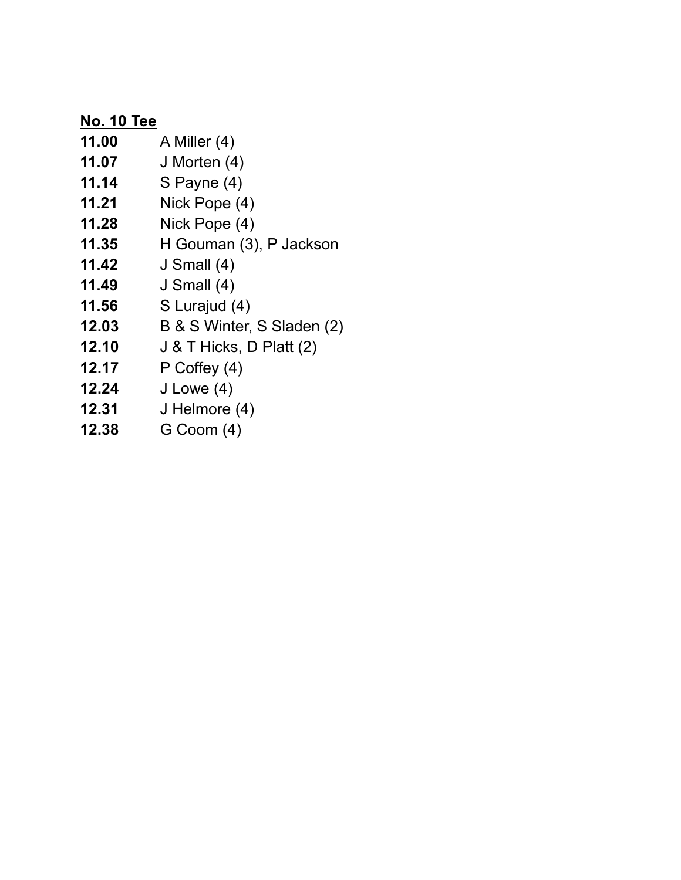**No. 10 Tee**

| | |
|---|---|
| **11.00** | A Miller (4) |
| **11.07** | J Morten (4) |
| **11.14** | S Payne (4) |
| **11.21** | Nick Pope (4) |
| **11.28** | Nick Pope (4) |
| **11.35** | H Gouman (3), P Jackson |
| **11.42** | J Small (4) |
| **11.49** | J Small (4) |
| **11.56** | S Lurajud (4) |
| **12.03** | B & S Winter, S Sladen (2) |
| **12.10** | J & T Hicks, D Platt (2) |
| **12.17** | P Coffey (4) |
| **12.24** | J Lowe (4) |
| **12.31** | J Helmore (4) |
| **12.38** | G Coom (4) |